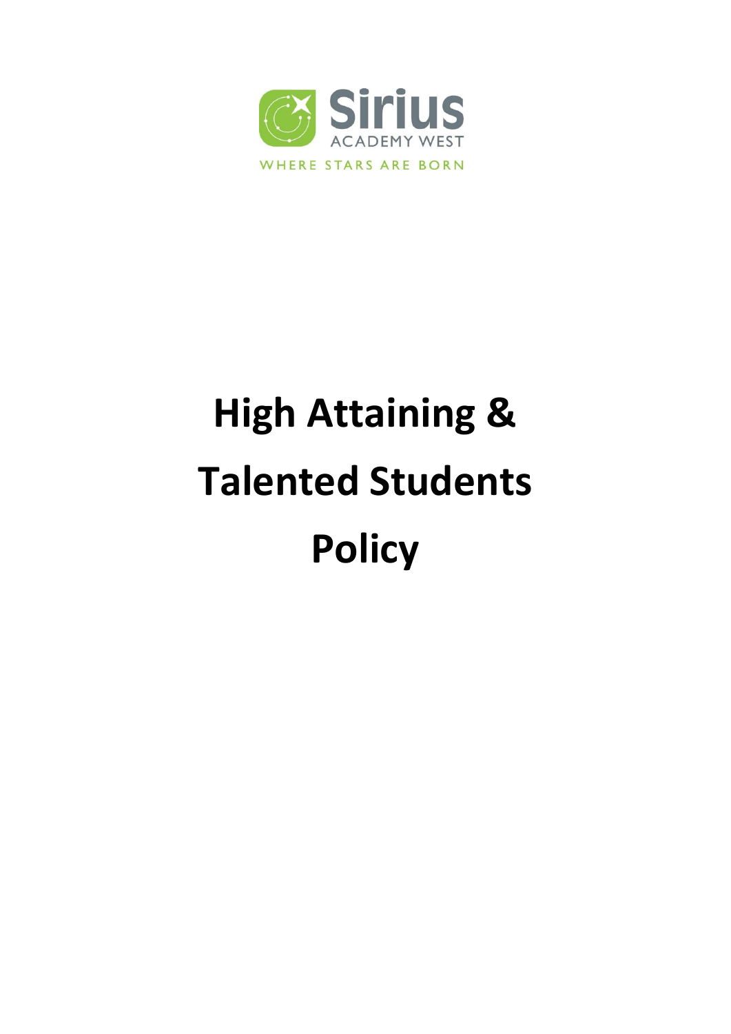Sirius

ACADEMY WEST

WHERE STARS ARE BORN

# High Attaining & Talented Students Policy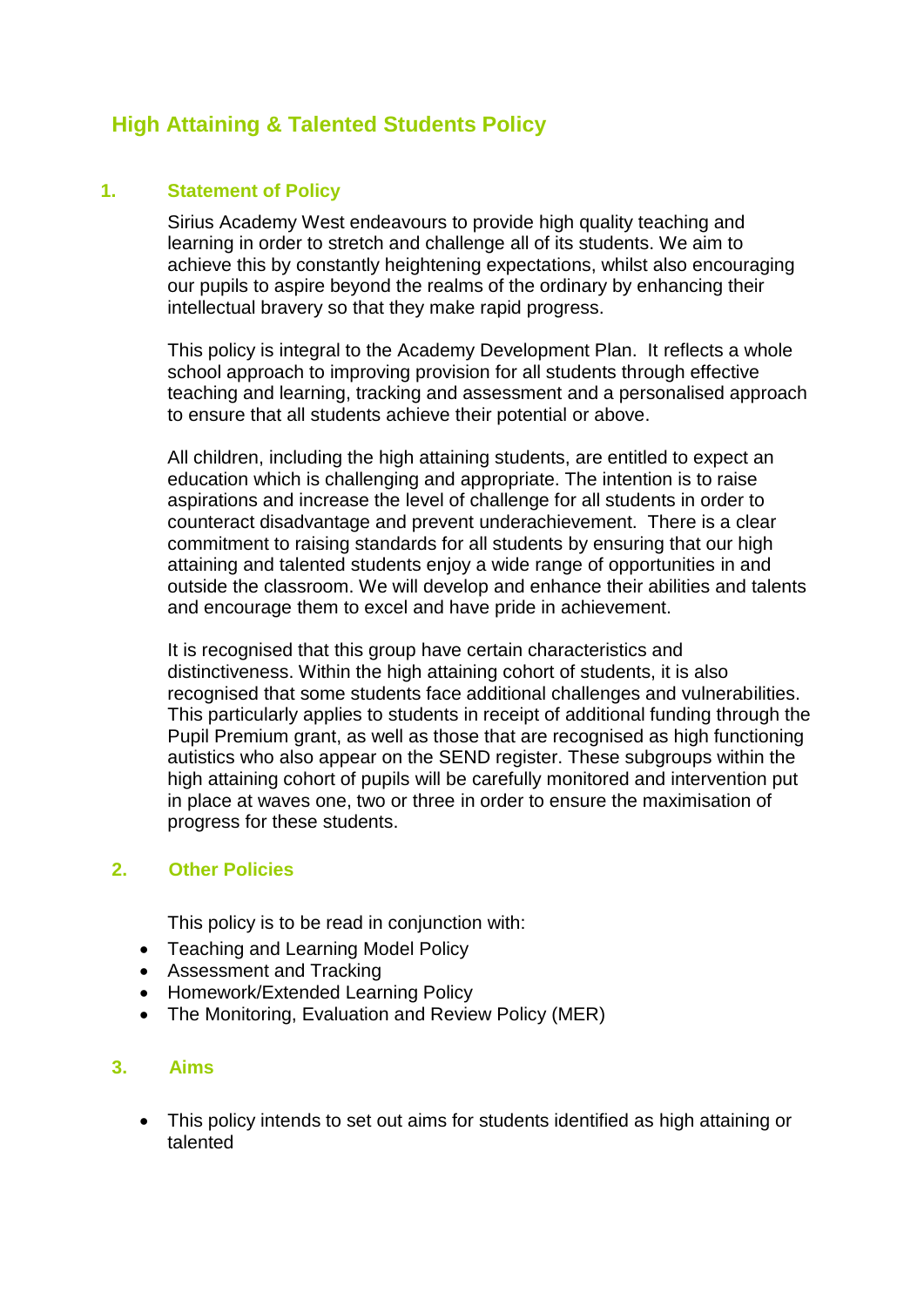# High Attaining & Talented Students Policy

## 1. Statement of Policy

Sirius Academy West endeavours to provide high quality teaching and learning in order to stretch and challenge all of its students. We aim to achieve this by constantly heightening expectations, whilst also encouraging our pupils to aspire beyond the realms of the ordinary by enhancing their intellectual bravery so that they make rapid progress.

This policy is integral to the Academy Development Plan. It reflects a whole school approach to improving provision for all students through effective teaching and learning, tracking and assessment and a personalised approach to ensure that all students achieve their potential or above.

All children, including the high attaining students, are entitled to expect an education which is challenging and appropriate. The intention is to raise aspirations and increase the level of challenge for all students in order to counteract disadvantage and prevent underachievement. There is a clear commitment to raising standards for all students by ensuring that our high attaining and talented students enjoy a wide range of opportunities in and outside the classroom. We will develop and enhance their abilities and talents and encourage them to excel and have pride in achievement.

It is recognised that this group have certain characteristics and distinctiveness. Within the high attaining cohort of students, it is also recognised that some students face additional challenges and vulnerabilities. This particularly applies to students in receipt of additional funding through the Pupil Premium grant, as well as those that are recognised as high functioning autistics who also appear on the SEND register. These subgroups within the high attaining cohort of pupils will be carefully monitored and intervention put in place at waves one, two or three in order to ensure the maximisation of progress for these students.

## 2. Other Policies

This policy is to be read in conjunction with:

- Teaching and Learning Model Policy
- Assessment and Tracking
- Homework/Extended Learning Policy
- The Monitoring, Evaluation and Review Policy (MER)

## 3. Aims

- This policy intends to set out aims for students identified as high attaining or talented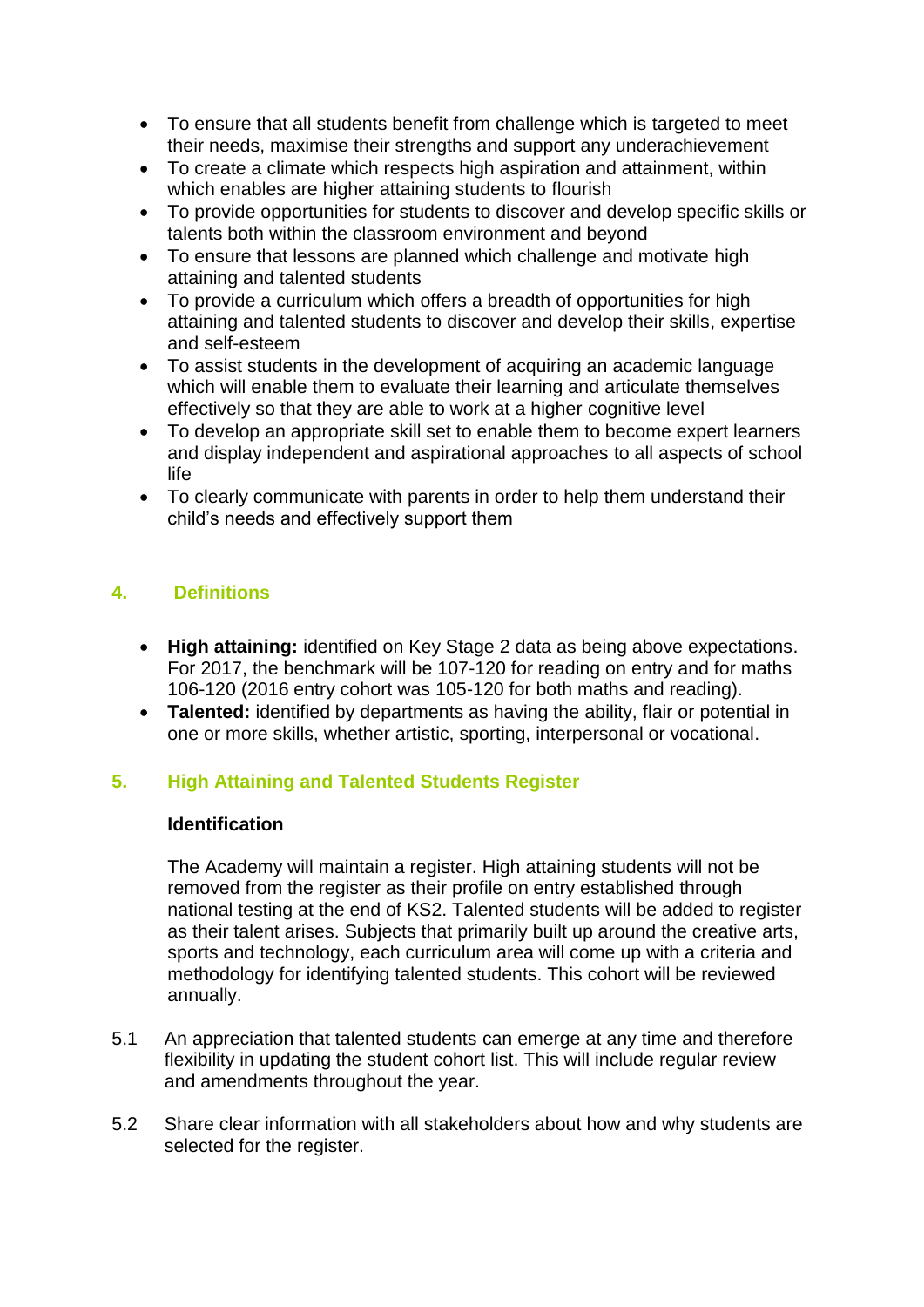- To ensure that all students benefit from challenge which is targeted to meet their needs, maximise their strengths and support any underachievement
- To create a climate which respects high aspiration and attainment, within which enables are higher attaining students to flourish
- To provide opportunities for students to discover and develop specific skills or talents both within the classroom environment and beyond
- To ensure that lessons are planned which challenge and motivate high attaining and talented students
- To provide a curriculum which offers a breadth of opportunities for high attaining and talented students to discover and develop their skills, expertise and self-esteem
- To assist students in the development of acquiring an academic language which will enable them to evaluate their learning and articulate themselves effectively so that they are able to work at a higher cognitive level
- To develop an appropriate skill set to enable them to become expert learners and display independent and aspirational approaches to all aspects of school life
- To clearly communicate with parents in order to help them understand their child's needs and effectively support them

## 4. Definitions

- **High attaining:** identified on Key Stage 2 data as being above expectations. For 2017, the benchmark will be 107-120 for reading on entry and for maths 106-120 (2016 entry cohort was 105-120 for both maths and reading).
- **Talented:** identified by departments as having the ability, flair or potential in one or more skills, whether artistic, sporting, interpersonal or vocational.

## 5. High Attaining and Talented Students Register

### Identification

The Academy will maintain a register. High attaining students will not be removed from the register as their profile on entry established through national testing at the end of KS2. Talented students will be added to register as their talent arises. Subjects that primarily built up around the creative arts, sports and technology, each curriculum area will come up with a criteria and methodology for identifying talented students. This cohort will be reviewed annually.

5.1 An appreciation that talented students can emerge at any time and therefore flexibility in updating the student cohort list. This will include regular review and amendments throughout the year.

5.2 Share clear information with all stakeholders about how and why students are selected for the register.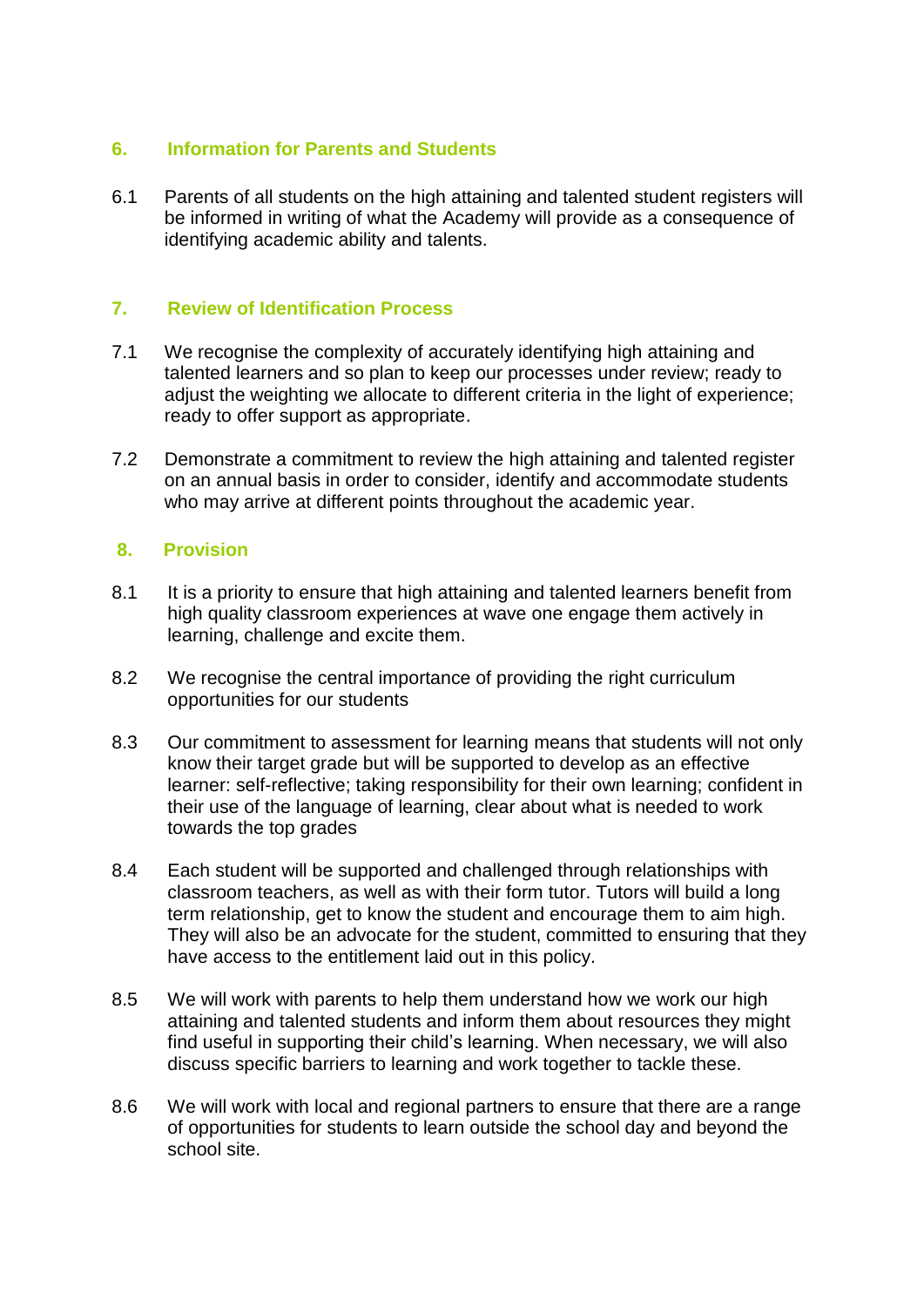## 6. Information for Parents and Students

6.1 Parents of all students on the high attaining and talented student registers will be informed in writing of what the Academy will provide as a consequence of identifying academic ability and talents.

## 7. Review of Identification Process

7.1 We recognise the complexity of accurately identifying high attaining and talented learners and so plan to keep our processes under review; ready to adjust the weighting we allocate to different criteria in the light of experience; ready to offer support as appropriate.

7.2 Demonstrate a commitment to review the high attaining and talented register on an annual basis in order to consider, identify and accommodate students who may arrive at different points throughout the academic year.

## 8. Provision

8.1 It is a priority to ensure that high attaining and talented learners benefit from high quality classroom experiences at wave one engage them actively in learning, challenge and excite them.

8.2 We recognise the central importance of providing the right curriculum opportunities for our students

8.3 Our commitment to assessment for learning means that students will not only know their target grade but will be supported to develop as an effective learner: self-reflective; taking responsibility for their own learning; confident in their use of the language of learning, clear about what is needed to work towards the top grades

8.4 Each student will be supported and challenged through relationships with classroom teachers, as well as with their form tutor. Tutors will build a long term relationship, get to know the student and encourage them to aim high. They will also be an advocate for the student, committed to ensuring that they have access to the entitlement laid out in this policy.

8.5 We will work with parents to help them understand how we work our high attaining and talented students and inform them about resources they might find useful in supporting their child's learning. When necessary, we will also discuss specific barriers to learning and work together to tackle these.

8.6 We will work with local and regional partners to ensure that there are a range of opportunities for students to learn outside the school day and beyond the school site.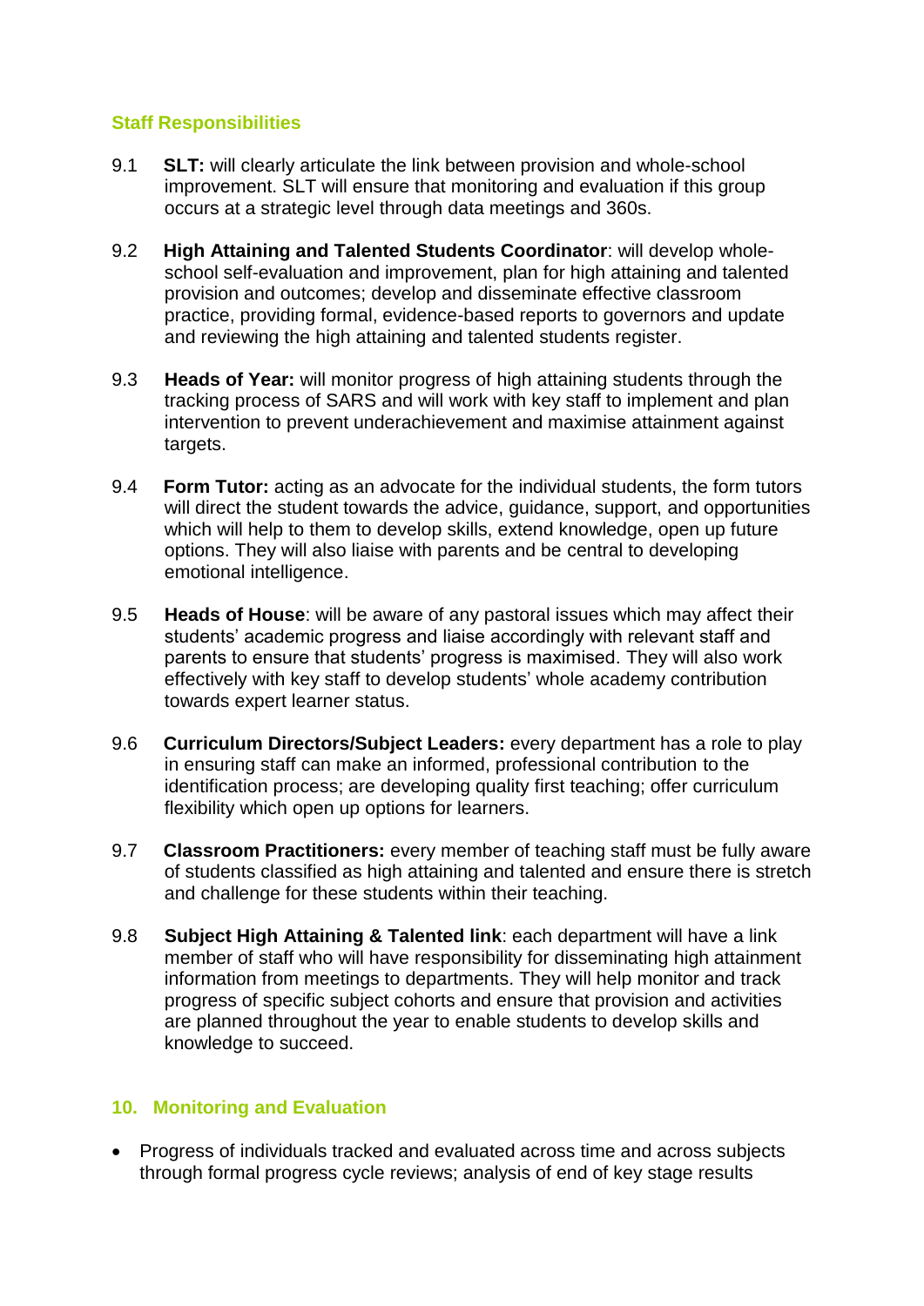### Staff Responsibilities

9.1 **SLT:** will clearly articulate the link between provision and whole-school improvement. SLT will ensure that monitoring and evaluation if this group occurs at a strategic level through data meetings and 360s.

9.2 **High Attaining and Talented Students Coordinator**: will develop whole-school self-evaluation and improvement, plan for high attaining and talented provision and outcomes; develop and disseminate effective classroom practice, providing formal, evidence-based reports to governors and update and reviewing the high attaining and talented students register.

9.3 **Heads of Year:** will monitor progress of high attaining students through the tracking process of SARS and will work with key staff to implement and plan intervention to prevent underachievement and maximise attainment against targets.

9.4 **Form Tutor:** acting as an advocate for the individual students, the form tutors will direct the student towards the advice, guidance, support, and opportunities which will help to them to develop skills, extend knowledge, open up future options. They will also liaise with parents and be central to developing emotional intelligence.

9.5 **Heads of House**: will be aware of any pastoral issues which may affect their students' academic progress and liaise accordingly with relevant staff and parents to ensure that students' progress is maximised. They will also work effectively with key staff to develop students' whole academy contribution towards expert learner status.

9.6 **Curriculum Directors/Subject Leaders:** every department has a role to play in ensuring staff can make an informed, professional contribution to the identification process; are developing quality first teaching; offer curriculum flexibility which open up options for learners.

9.7 **Classroom Practitioners:** every member of teaching staff must be fully aware of students classified as high attaining and talented and ensure there is stretch and challenge for these students within their teaching.

9.8 **Subject High Attaining & Talented link**: each department will have a link member of staff who will have responsibility for disseminating high attainment information from meetings to departments. They will help monitor and track progress of specific subject cohorts and ensure that provision and activities are planned throughout the year to enable students to develop skills and knowledge to succeed.

### 10. Monitoring and Evaluation

- Progress of individuals tracked and evaluated across time and across subjects through formal progress cycle reviews; analysis of end of key stage results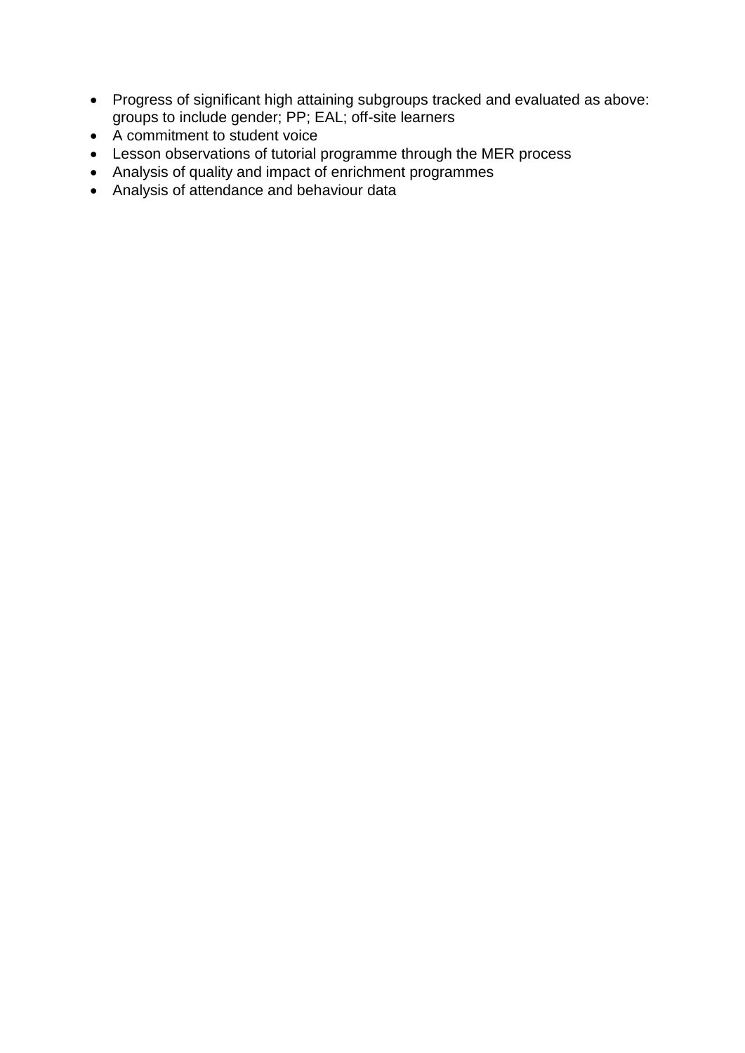- Progress of significant high attaining subgroups tracked and evaluated as above: groups to include gender; PP; EAL; off-site learners
- A commitment to student voice
- Lesson observations of tutorial programme through the MER process
- Analysis of quality and impact of enrichment programmes
- Analysis of attendance and behaviour data